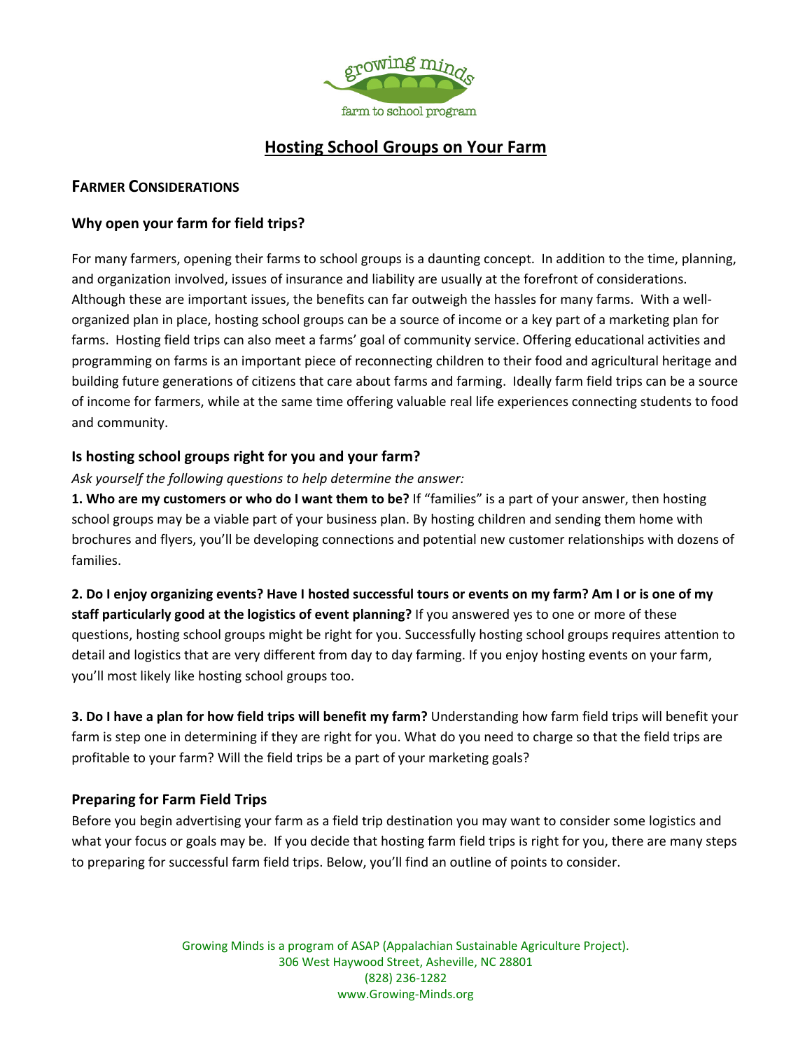growing minds

farm to school program

# Hosting School Groups on Your Farm

## Farmer Considerations

### Why open your farm for field trips?

For many farmers, opening their farms to school groups is a daunting concept. In addition to the time, planning, and organization involved, issues of insurance and liability are usually at the forefront of considerations. Although these are important issues, the benefits can far outweigh the hassles for many farms. With a well-organized plan in place, hosting school groups can be a source of income or a key part of a marketing plan for farms. Hosting field trips can also meet a farms' goal of community service. Offering educational activities and programming on farms is an important piece of reconnecting children to their food and agricultural heritage and building future generations of citizens that care about farms and farming. Ideally farm field trips can be a source of income for farmers, while at the same time offering valuable real life experiences connecting students to food and community.

### Is hosting school groups right for you and your farm?

*Ask yourself the following questions to help determine the answer:*

**1. Who are my customers or who do I want them to be?** If "families" is a part of your answer, then hosting school groups may be a viable part of your business plan. By hosting children and sending them home with brochures and flyers, you'll be developing connections and potential new customer relationships with dozens of families.

**2. Do I enjoy organizing events? Have I hosted successful tours or events on my farm? Am I or is one of my staff particularly good at the logistics of event planning?** If you answered yes to one or more of these questions, hosting school groups might be right for you. Successfully hosting school groups requires attention to detail and logistics that are very different from day to day farming. If you enjoy hosting events on your farm, you'll most likely like hosting school groups too.

**3. Do I have a plan for how field trips will benefit my farm?** Understanding how farm field trips will benefit your farm is step one in determining if they are right for you. What do you need to charge so that the field trips are profitable to your farm? Will the field trips be a part of your marketing goals?

### Preparing for Farm Field Trips

Before you begin advertising your farm as a field trip destination you may want to consider some logistics and what your focus or goals may be. If you decide that hosting farm field trips is right for you, there are many steps to preparing for successful farm field trips. Below, you'll find an outline of points to consider.

Growing Minds is a program of ASAP (Appalachian Sustainable Agriculture Project).
306 West Haywood Street, Asheville, NC 28801
(828) 236-1282
www.Growing-Minds.org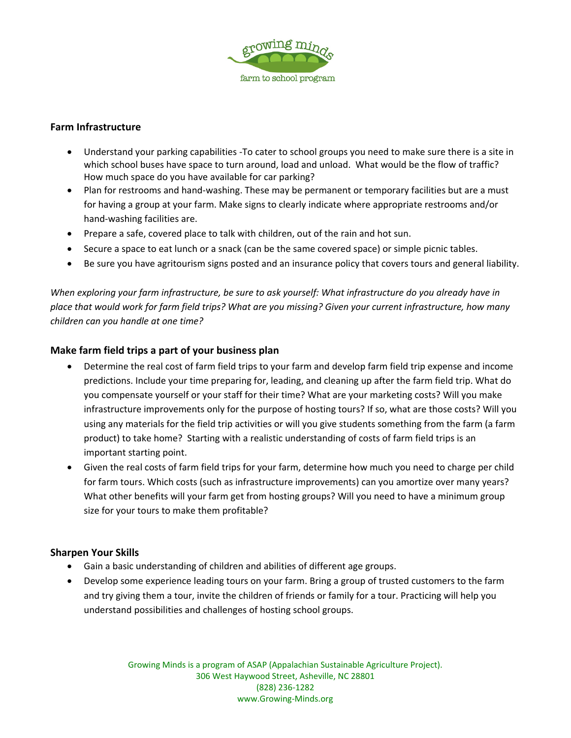## Farm Infrastructure

- Understand your parking capabilities -To cater to school groups you need to make sure there is a site in which school buses have space to turn around, load and unload. What would be the flow of traffic? How much space do you have available for car parking?
- Plan for restrooms and hand-washing. These may be permanent or temporary facilities but are a must for having a group at your farm. Make signs to clearly indicate where appropriate restrooms and/or hand-washing facilities are.
- Prepare a safe, covered place to talk with children, out of the rain and hot sun.
- Secure a space to eat lunch or a snack (can be the same covered space) or simple picnic tables.
- Be sure you have agritourism signs posted and an insurance policy that covers tours and general liability.

*When exploring your farm infrastructure, be sure to ask yourself: What infrastructure do you already have in place that would work for farm field trips? What are you missing? Given your current infrastructure, how many children can you handle at one time?*

## Make farm field trips a part of your business plan

- Determine the real cost of farm field trips to your farm and develop farm field trip expense and income predictions. Include your time preparing for, leading, and cleaning up after the farm field trip. What do you compensate yourself or your staff for their time? What are your marketing costs? Will you make infrastructure improvements only for the purpose of hosting tours? If so, what are those costs? Will you using any materials for the field trip activities or will you give students something from the farm (a farm product) to take home? Starting with a realistic understanding of costs of farm field trips is an important starting point.
- Given the real costs of farm field trips for your farm, determine how much you need to charge per child for farm tours. Which costs (such as infrastructure improvements) can you amortize over many years? What other benefits will your farm get from hosting groups? Will you need to have a minimum group size for your tours to make them profitable?

## Sharpen Your Skills

- Gain a basic understanding of children and abilities of different age groups.
- Develop some experience leading tours on your farm. Bring a group of trusted customers to the farm and try giving them a tour, invite the children of friends or family for a tour. Practicing will help you understand possibilities and challenges of hosting school groups.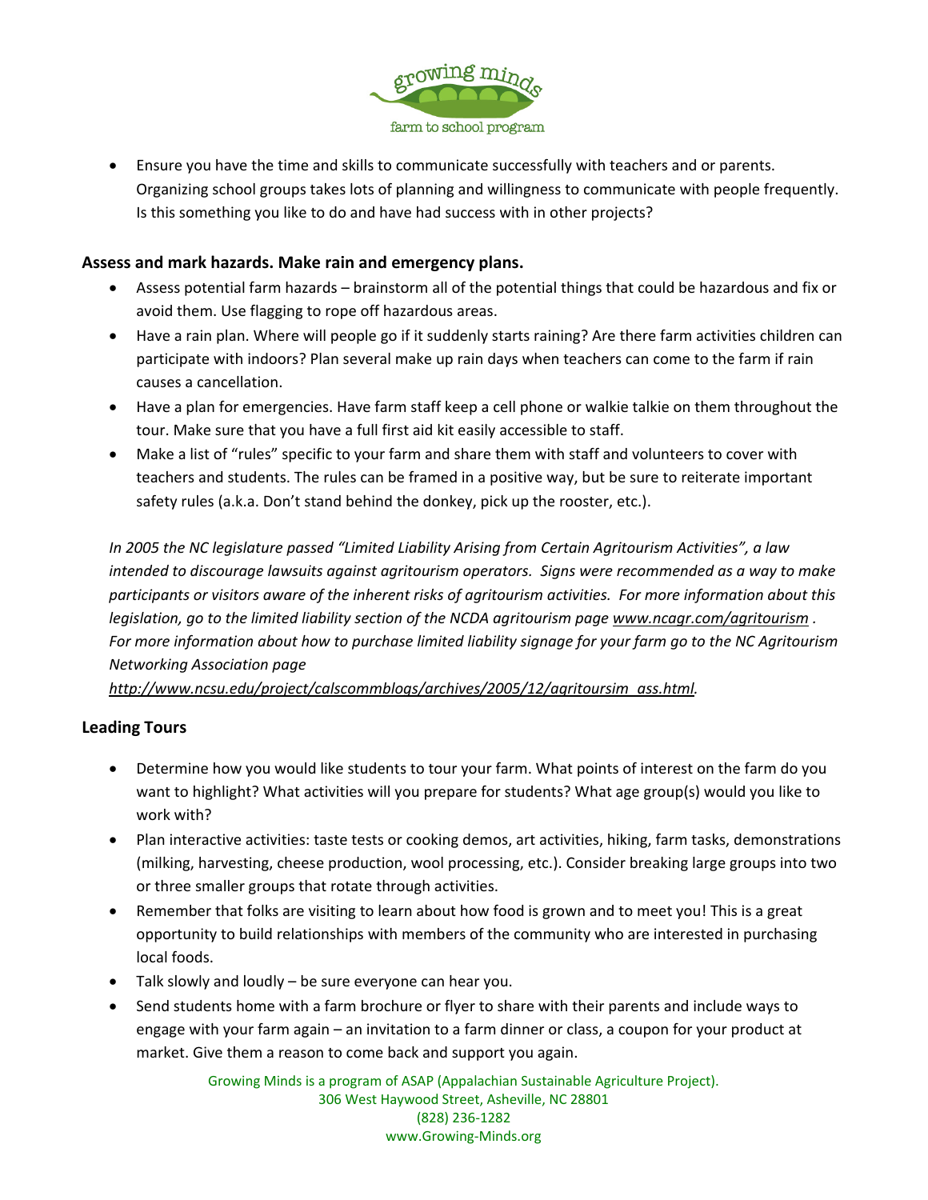- Ensure you have the time and skills to communicate successfully with teachers and or parents. Organizing school groups takes lots of planning and willingness to communicate with people frequently. Is this something you like to do and have had success with in other projects?

**Assess and mark hazards. Make rain and emergency plans.**

- Assess potential farm hazards – brainstorm all of the potential things that could be hazardous and fix or avoid them. Use flagging to rope off hazardous areas.
- Have a rain plan. Where will people go if it suddenly starts raining? Are there farm activities children can participate with indoors? Plan several make up rain days when teachers can come to the farm if rain causes a cancellation.
- Have a plan for emergencies. Have farm staff keep a cell phone or walkie talkie on them throughout the tour. Make sure that you have a full first aid kit easily accessible to staff.
- Make a list of "rules" specific to your farm and share them with staff and volunteers to cover with teachers and students. The rules can be framed in a positive way, but be sure to reiterate important safety rules (a.k.a. Don't stand behind the donkey, pick up the rooster, etc.).

*In 2005 the NC legislature passed "Limited Liability Arising from Certain Agritourism Activities", a law intended to discourage lawsuits against agritourism operators. Signs were recommended as a way to make participants or visitors aware of the inherent risks of agritourism activities. For more information about this legislation, go to the limited liability section of the NCDA agritourism page www.ncagr.com/agritourism . For more information about how to purchase limited liability signage for your farm go to the NC Agritourism Networking Association page http://www.ncsu.edu/project/calscommblogs/archives/2005/12/agritoursim_ass.html.*

**Leading Tours**

- Determine how you would like students to tour your farm. What points of interest on the farm do you want to highlight? What activities will you prepare for students? What age group(s) would you like to work with?
- Plan interactive activities: taste tests or cooking demos, art activities, hiking, farm tasks, demonstrations (milking, harvesting, cheese production, wool processing, etc.). Consider breaking large groups into two or three smaller groups that rotate through activities.
- Remember that folks are visiting to learn about how food is grown and to meet you! This is a great opportunity to build relationships with members of the community who are interested in purchasing local foods.
- Talk slowly and loudly – be sure everyone can hear you.
- Send students home with a farm brochure or flyer to share with their parents and include ways to engage with your farm again – an invitation to a farm dinner or class, a coupon for your product at market. Give them a reason to come back and support you again.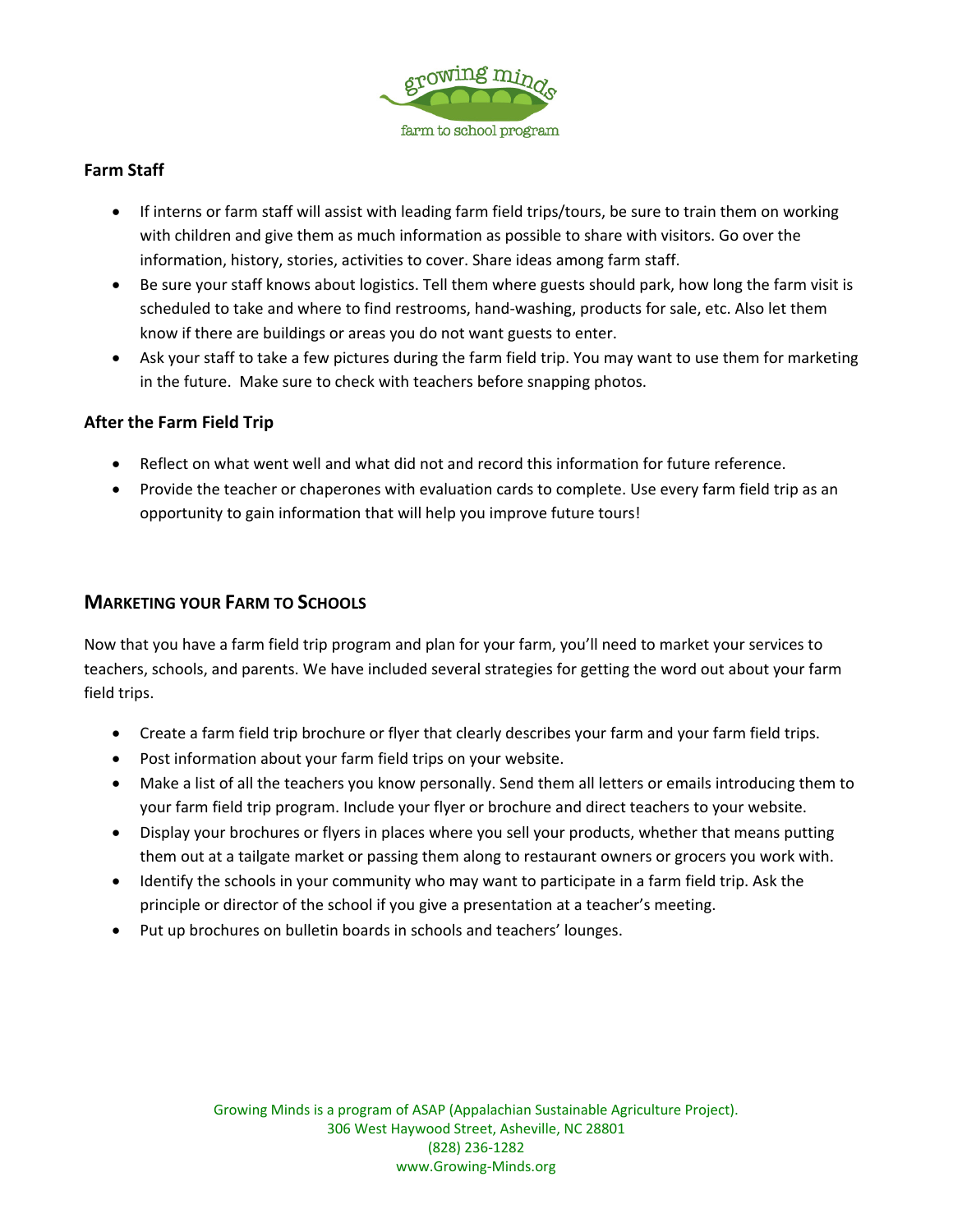### Farm Staff

- If interns or farm staff will assist with leading farm field trips/tours, be sure to train them on working with children and give them as much information as possible to share with visitors. Go over the information, history, stories, activities to cover. Share ideas among farm staff.
- Be sure your staff knows about logistics. Tell them where guests should park, how long the farm visit is scheduled to take and where to find restrooms, hand-washing, products for sale, etc. Also let them know if there are buildings or areas you do not want guests to enter.
- Ask your staff to take a few pictures during the farm field trip. You may want to use them for marketing in the future. Make sure to check with teachers before snapping photos.

### After the Farm Field Trip

- Reflect on what went well and what did not and record this information for future reference.
- Provide the teacher or chaperones with evaluation cards to complete. Use every farm field trip as an opportunity to gain information that will help you improve future tours!

## Marketing your Farm to Schools

Now that you have a farm field trip program and plan for your farm, you'll need to market your services to teachers, schools, and parents. We have included several strategies for getting the word out about your farm field trips.

- Create a farm field trip brochure or flyer that clearly describes your farm and your farm field trips.
- Post information about your farm field trips on your website.
- Make a list of all the teachers you know personally. Send them all letters or emails introducing them to your farm field trip program. Include your flyer or brochure and direct teachers to your website.
- Display your brochures or flyers in places where you sell your products, whether that means putting them out at a tailgate market or passing them along to restaurant owners or grocers you work with.
- Identify the schools in your community who may want to participate in a farm field trip. Ask the principle or director of the school if you give a presentation at a teacher's meeting.
- Put up brochures on bulletin boards in schools and teachers' lounges.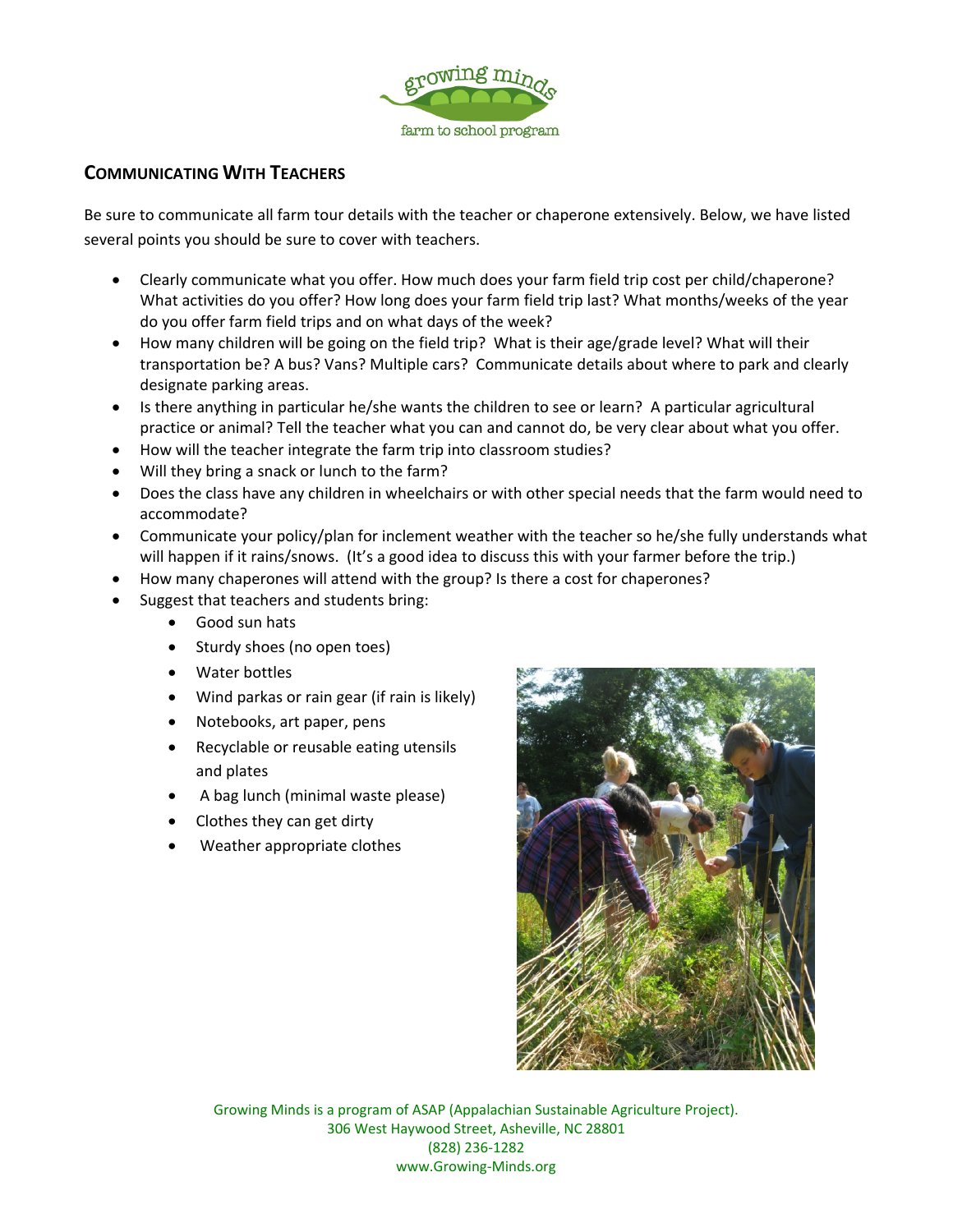## Communicating With Teachers

Be sure to communicate all farm tour details with the teacher or chaperone extensively. Below, we have listed several points you should be sure to cover with teachers.

- Clearly communicate what you offer. How much does your farm field trip cost per child/chaperone? What activities do you offer? How long does your farm field trip last? What months/weeks of the year do you offer farm field trips and on what days of the week?
- How many children will be going on the field trip? What is their age/grade level? What will their transportation be? A bus? Vans? Multiple cars? Communicate details about where to park and clearly designate parking areas.
- Is there anything in particular he/she wants the children to see or learn? A particular agricultural practice or animal? Tell the teacher what you can and cannot do, be very clear about what you offer.
- How will the teacher integrate the farm trip into classroom studies?
- Will they bring a snack or lunch to the farm?
- Does the class have any children in wheelchairs or with other special needs that the farm would need to accommodate?
- Communicate your policy/plan for inclement weather with the teacher so he/she fully understands what will happen if it rains/snows. (It's a good idea to discuss this with your farmer before the trip.)
- How many chaperones will attend with the group? Is there a cost for chaperones?
- Suggest that teachers and students bring:
  - Good sun hats
  - Sturdy shoes (no open toes)
  - Water bottles
  - Wind parkas or rain gear (if rain is likely)
  - Notebooks, art paper, pens
  - Recyclable or reusable eating utensils and plates
  - A bag lunch (minimal waste please)
  - Clothes they can get dirty
  - Weather appropriate clothes

Growing Minds is a program of ASAP (Appalachian Sustainable Agriculture Project).
306 West Haywood Street, Asheville, NC 28801
(828) 236-1282
www.Growing-Minds.org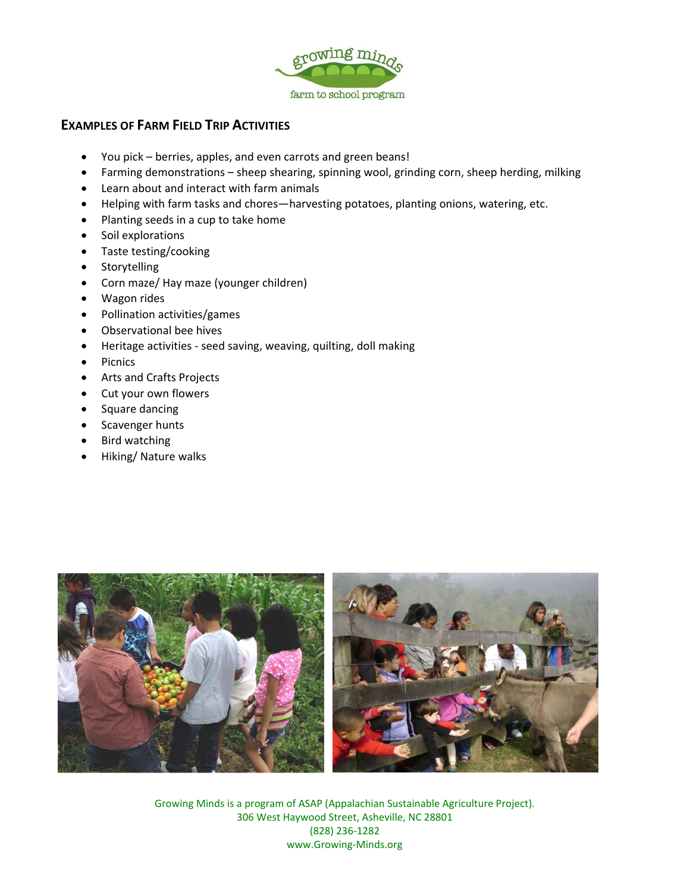growing minds

farm to school program

## Examples of Farm Field Trip Activities

- You pick – berries, apples, and even carrots and green beans!
- Farming demonstrations – sheep shearing, spinning wool, grinding corn, sheep herding, milking
- Learn about and interact with farm animals
- Helping with farm tasks and chores—harvesting potatoes, planting onions, watering, etc.
- Planting seeds in a cup to take home
- Soil explorations
- Taste testing/cooking
- Storytelling
- Corn maze/ Hay maze (younger children)
- Wagon rides
- Pollination activities/games
- Observational bee hives
- Heritage activities - seed saving, weaving, quilting, doll making
- Picnics
- Arts and Crafts Projects
- Cut your own flowers
- Square dancing
- Scavenger hunts
- Bird watching
- Hiking/ Nature walks

Growing Minds is a program of ASAP (Appalachian Sustainable Agriculture Project).
306 West Haywood Street, Asheville, NC 28801
(828) 236-1282
www.Growing-Minds.org